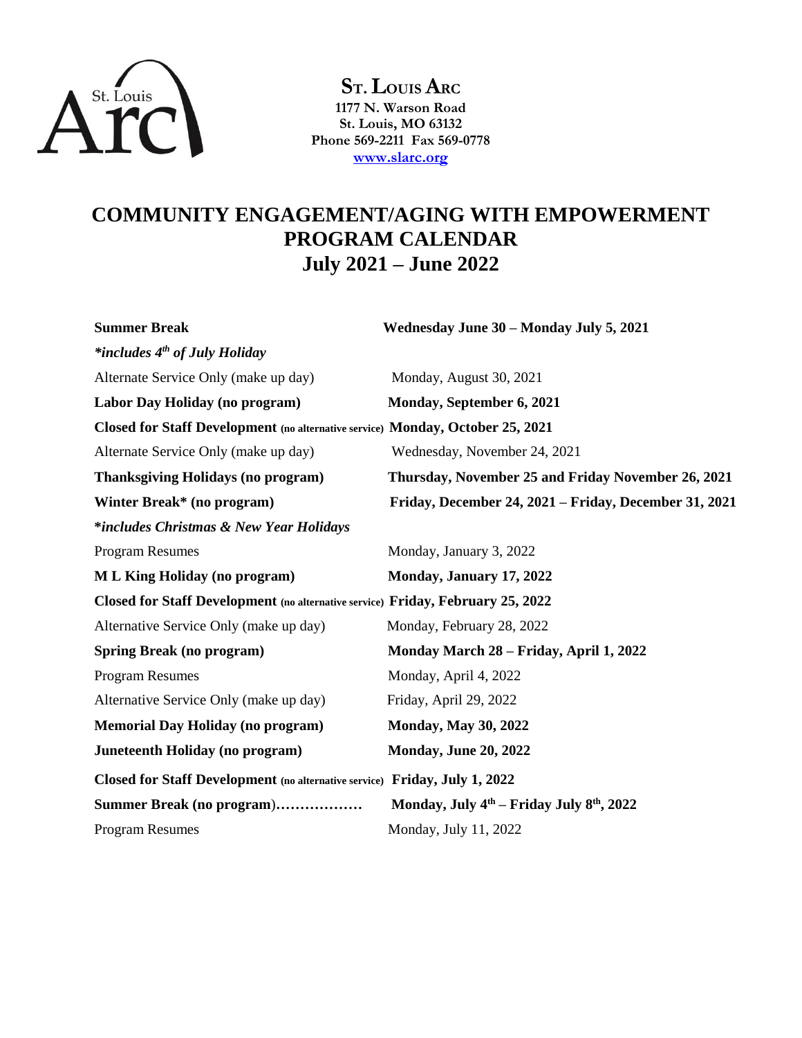**ST. LOUIS ARC**
**1177 N. Warson Road**
**St. Louis, MO 63132**
**Phone 569-2211 Fax 569-0778**
**www.slarc.org**

# COMMUNITY ENGAGEMENT/AGING WITH EMPOWERMENT PROGRAM CALENDAR
# July 2021 – June 2022

| | |
|---|---|
| **Summer Break** | **Wednesday June 30 – Monday July 5, 2021** |
| ***includes 4th of July Holiday*** | |
| Alternate Service Only (make up day) | Monday, August 30, 2021 |
| **Labor Day Holiday (no program)** | **Monday, September 6, 2021** |
| **Closed for Staff Development** (no alternative service) | **Monday, October 25, 2021** |
| Alternate Service Only (make up day) | Wednesday, November 24, 2021 |
| **Thanksgiving Holidays (no program)** | **Thursday, November 25 and Friday November 26, 2021** |
| **Winter Break* (no program)** | **Friday, December 24, 2021 – Friday, December 31, 2021** |
| ***includes Christmas & New Year Holidays*** | |
| Program Resumes | Monday, January 3, 2022 |
| **M L King Holiday (no program)** | **Monday, January 17, 2022** |
| **Closed for Staff Development** (no alternative service) | **Friday, February 25, 2022** |
| Alternative Service Only (make up day) | Monday, February 28, 2022 |
| **Spring Break (no program)** | **Monday March 28 – Friday, April 1, 2022** |
| Program Resumes | Monday, April 4, 2022 |
| Alternative Service Only (make up day) | Friday, April 29, 2022 |
| **Memorial Day Holiday (no program)** | **Monday, May 30, 2022** |
| **Juneteenth Holiday (no program)** | **Monday, June 20, 2022** |
| **Closed for Staff Development** (no alternative service) | **Friday, July 1, 2022** |
| **Summer Break (no program)………………** | **Monday, July 4th – Friday July 8th, 2022** |
| Program Resumes | Monday, July 11, 2022 |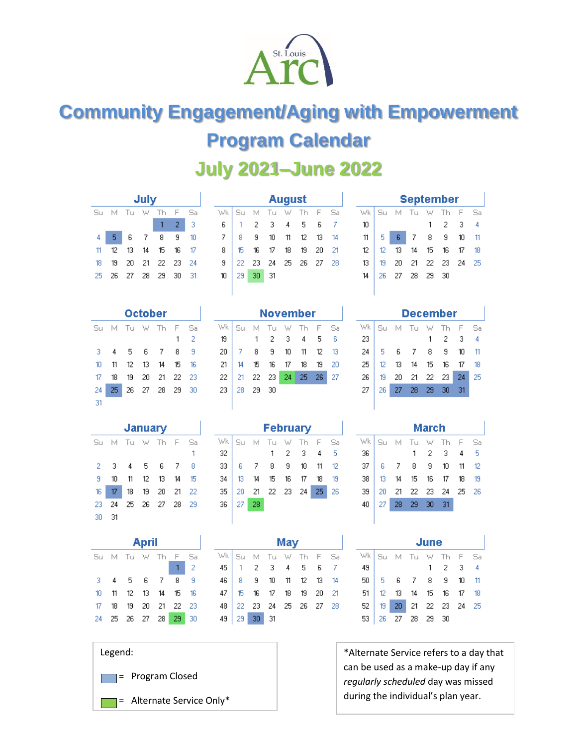St. Louis Arc

# Community Engagement/Aging with Empowerment Program Calendar

## July 2021–June 2022

### July

| Su | M | Tu | W | Th | F | Sa |
|---|---|---|---|---|---|---|
| | | | | 1 | 2 | 3 |
| 4 | 5 | 6 | 7 | 8 | 9 | 10 |
| 11 | 12 | 13 | 14 | 15 | 16 | 17 |
| 18 | 19 | 20 | 21 | 22 | 23 | 24 |
| 25 | 26 | 27 | 28 | 29 | 30 | 31 |

### August

| Wk | Su | M | Tu | W | Th | F | Sa |
|---|---|---|---|---|---|---|---|
| 6 | 1 | 2 | 3 | 4 | 5 | 6 | 7 |
| 7 | 8 | 9 | 10 | 11 | 12 | 13 | 14 |
| 8 | 15 | 16 | 17 | 18 | 19 | 20 | 21 |
| 9 | 22 | 23 | 24 | 25 | 26 | 27 | 28 |
| 10 | 29 | 30 | 31 | | | | |

### September

| Wk | Su | M | Tu | W | Th | F | Sa |
|---|---|---|---|---|---|---|---|
| 10 | | | | 1 | 2 | 3 | 4 |
| 11 | 5 | 6 | 7 | 8 | 9 | 10 | 11 |
| 12 | 12 | 13 | 14 | 15 | 16 | 17 | 18 |
| 13 | 19 | 20 | 21 | 22 | 23 | 24 | 25 |
| 14 | 26 | 27 | 28 | 29 | 30 | | |

### October

| Su | M | Tu | W | Th | F | Sa |
|---|---|---|---|---|---|---|
| | | | | | 1 | 2 |
| 3 | 4 | 5 | 6 | 7 | 8 | 9 |
| 10 | 11 | 12 | 13 | 14 | 15 | 16 |
| 17 | 18 | 19 | 20 | 21 | 22 | 23 |
| 24 | 25 | 26 | 27 | 28 | 29 | 30 |
| 31 | | | | | | |

### November

| Wk | Su | M | Tu | W | Th | F | Sa |
|---|---|---|---|---|---|---|---|
| 19 | | 1 | 2 | 3 | 4 | 5 | 6 |
| 20 | 7 | 8 | 9 | 10 | 11 | 12 | 13 |
| 21 | 14 | 15 | 16 | 17 | 18 | 19 | 20 |
| 22 | 21 | 22 | 23 | 24 | 25 | 26 | 27 |
| 23 | 28 | 29 | 30 | | | | |

### December

| Wk | Su | M | Tu | W | Th | F | Sa |
|---|---|---|---|---|---|---|---|
| 23 | | | | 1 | 2 | 3 | 4 |
| 24 | 5 | 6 | 7 | 8 | 9 | 10 | 11 |
| 25 | 12 | 13 | 14 | 15 | 16 | 17 | 18 |
| 26 | 19 | 20 | 21 | 22 | 23 | 24 | 25 |
| 27 | 26 | 27 | 28 | 29 | 30 | 31 | |

### January

| Su | M | Tu | W | Th | F | Sa |
|---|---|---|---|---|---|---|
| | | | | | | 1 |
| 2 | 3 | 4 | 5 | 6 | 7 | 8 |
| 9 | 10 | 11 | 12 | 13 | 14 | 15 |
| 16 | 17 | 18 | 19 | 20 | 21 | 22 |
| 23 | 24 | 25 | 26 | 27 | 28 | 29 |
| 30 | 31 | | | | | |

### February

| Wk | Su | M | Tu | W | Th | F | Sa |
|---|---|---|---|---|---|---|---|
| 32 | | | 1 | 2 | 3 | 4 | 5 |
| 33 | 6 | 7 | 8 | 9 | 10 | 11 | 12 |
| 34 | 13 | 14 | 15 | 16 | 17 | 18 | 19 |
| 35 | 20 | 21 | 22 | 23 | 24 | 25 | 26 |
| 36 | 27 | 28 | | | | | |

### March

| Wk | Su | M | Tu | W | Th | F | Sa |
|---|---|---|---|---|---|---|---|
| 36 | | | 1 | 2 | 3 | 4 | 5 |
| 37 | 6 | 7 | 8 | 9 | 10 | 11 | 12 |
| 38 | 13 | 14 | 15 | 16 | 17 | 18 | 19 |
| 39 | 20 | 21 | 22 | 23 | 24 | 25 | 26 |
| 40 | 27 | 28 | 29 | 30 | 31 | | |

### April

| Su | M | Tu | W | Th | F | Sa |
|---|---|---|---|---|---|---|
| | | | | | 1 | 2 |
| 3 | 4 | 5 | 6 | 7 | 8 | 9 |
| 10 | 11 | 12 | 13 | 14 | 15 | 16 |
| 17 | 18 | 19 | 20 | 21 | 22 | 23 |
| 24 | 25 | 26 | 27 | 28 | 29 | 30 |

### May

| Wk | Su | M | Tu | W | Th | F | Sa |
|---|---|---|---|---|---|---|---|
| 45 | 1 | 2 | 3 | 4 | 5 | 6 | 7 |
| 46 | 8 | 9 | 10 | 11 | 12 | 13 | 14 |
| 47 | 15 | 16 | 17 | 18 | 19 | 20 | 21 |
| 48 | 22 | 23 | 24 | 25 | 26 | 27 | 28 |
| 49 | 29 | 30 | 31 | | | | |

### June

| Wk | Su | M | Tu | W | Th | F | Sa |
|---|---|---|---|---|---|---|---|
| 49 | | | | 1 | 2 | 3 | 4 |
| 50 | 5 | 6 | 7 | 8 | 9 | 10 | 11 |
| 51 | 12 | 13 | 14 | 15 | 16 | 17 | 18 |
| 52 | 19 | 20 | 21 | 22 | 23 | 24 | 25 |
| 53 | 26 | 27 | 28 | 29 | 30 | | |

Legend:

= Program Closed

= Alternate Service Only*

*Alternate Service refers to a day that can be used as a make-up day if any *regularly scheduled* day was missed during the individual's plan year.